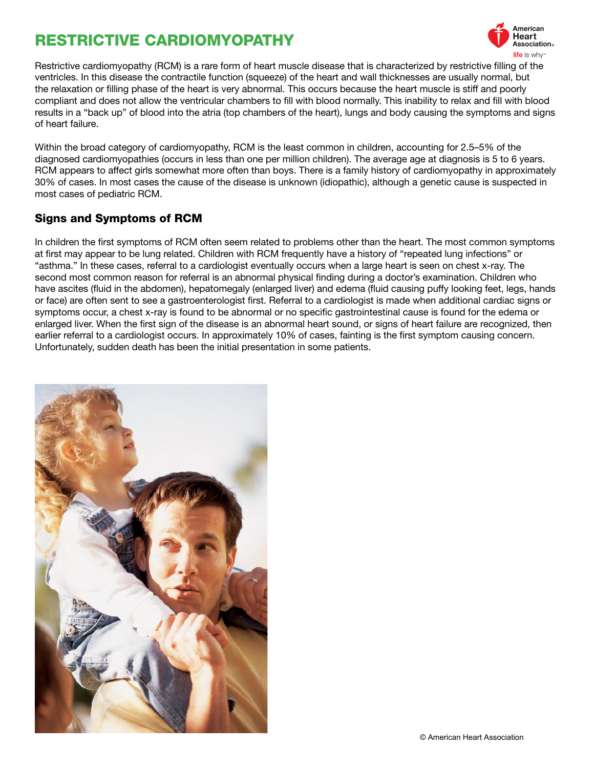# RESTRICTIVE CARDIOMYOPATHY

Restrictive cardiomyopathy (RCM) is a rare form of heart muscle disease that is characterized by restrictive filling of the ventricles. In this disease the contractile function (squeeze) of the heart and wall thicknesses are usually normal, but the relaxation or filling phase of the heart is very abnormal. This occurs because the heart muscle is stiff and poorly compliant and does not allow the ventricular chambers to fill with blood normally. This inability to relax and fill with blood results in a "back up" of blood into the atria (top chambers of the heart), lungs and body causing the symptoms and signs of heart failure.

Within the broad category of cardiomyopathy, RCM is the least common in children, accounting for 2.5–5% of the diagnosed cardiomyopathies (occurs in less than one per million children). The average age at diagnosis is 5 to 6 years. RCM appears to affect girls somewhat more often than boys. There is a family history of cardiomyopathy in approximately 30% of cases. In most cases the cause of the disease is unknown (idiopathic), although a genetic cause is suspected in most cases of pediatric RCM.

## Signs and Symptoms of RCM

In children the first symptoms of RCM often seem related to problems other than the heart. The most common symptoms at first may appear to be lung related. Children with RCM frequently have a history of "repeated lung infections" or "asthma." In these cases, referral to a cardiologist eventually occurs when a large heart is seen on chest x-ray. The second most common reason for referral is an abnormal physical finding during a doctor's examination. Children who have ascites (fluid in the abdomen), hepatomegaly (enlarged liver) and edema (fluid causing puffy looking feet, legs, hands or face) are often sent to see a gastroenterologist first. Referral to a cardiologist is made when additional cardiac signs or symptoms occur, a chest x-ray is found to be abnormal or no specific gastrointestinal cause is found for the edema or enlarged liver. When the first sign of the disease is an abnormal heart sound, or signs of heart failure are recognized, then earlier referral to a cardiologist occurs. In approximately 10% of cases, fainting is the first symptom causing concern. Unfortunately, sudden death has been the initial presentation in some patients.

© American Heart Association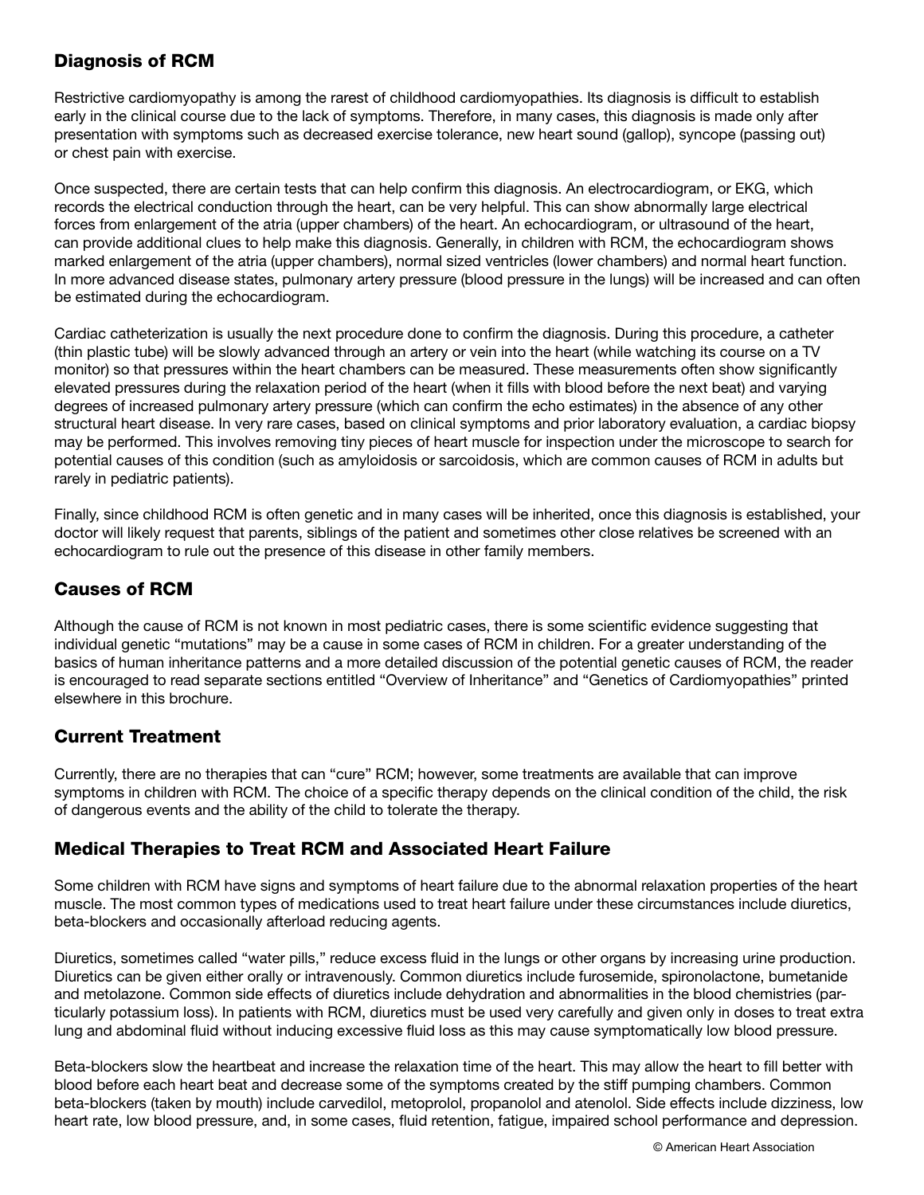## Diagnosis of RCM

Restrictive cardiomyopathy is among the rarest of childhood cardiomyopathies. Its diagnosis is difficult to establish early in the clinical course due to the lack of symptoms. Therefore, in many cases, this diagnosis is made only after presentation with symptoms such as decreased exercise tolerance, new heart sound (gallop), syncope (passing out) or chest pain with exercise.

Once suspected, there are certain tests that can help confirm this diagnosis. An electrocardiogram, or EKG, which records the electrical conduction through the heart, can be very helpful. This can show abnormally large electrical forces from enlargement of the atria (upper chambers) of the heart. An echocardiogram, or ultrasound of the heart, can provide additional clues to help make this diagnosis. Generally, in children with RCM, the echocardiogram shows marked enlargement of the atria (upper chambers), normal sized ventricles (lower chambers) and normal heart function. In more advanced disease states, pulmonary artery pressure (blood pressure in the lungs) will be increased and can often be estimated during the echocardiogram.

Cardiac catheterization is usually the next procedure done to confirm the diagnosis. During this procedure, a catheter (thin plastic tube) will be slowly advanced through an artery or vein into the heart (while watching its course on a TV monitor) so that pressures within the heart chambers can be measured. These measurements often show significantly elevated pressures during the relaxation period of the heart (when it fills with blood before the next beat) and varying degrees of increased pulmonary artery pressure (which can confirm the echo estimates) in the absence of any other structural heart disease. In very rare cases, based on clinical symptoms and prior laboratory evaluation, a cardiac biopsy may be performed. This involves removing tiny pieces of heart muscle for inspection under the microscope to search for potential causes of this condition (such as amyloidosis or sarcoidosis, which are common causes of RCM in adults but rarely in pediatric patients).

Finally, since childhood RCM is often genetic and in many cases will be inherited, once this diagnosis is established, your doctor will likely request that parents, siblings of the patient and sometimes other close relatives be screened with an echocardiogram to rule out the presence of this disease in other family members.

## Causes of RCM

Although the cause of RCM is not known in most pediatric cases, there is some scientific evidence suggesting that individual genetic "mutations" may be a cause in some cases of RCM in children. For a greater understanding of the basics of human inheritance patterns and a more detailed discussion of the potential genetic causes of RCM, the reader is encouraged to read separate sections entitled "Overview of Inheritance" and "Genetics of Cardiomyopathies" printed elsewhere in this brochure.

## Current Treatment

Currently, there are no therapies that can "cure" RCM; however, some treatments are available that can improve symptoms in children with RCM. The choice of a specific therapy depends on the clinical condition of the child, the risk of dangerous events and the ability of the child to tolerate the therapy.

## Medical Therapies to Treat RCM and Associated Heart Failure

Some children with RCM have signs and symptoms of heart failure due to the abnormal relaxation properties of the heart muscle. The most common types of medications used to treat heart failure under these circumstances include diuretics, beta-blockers and occasionally afterload reducing agents.

Diuretics, sometimes called "water pills," reduce excess fluid in the lungs or other organs by increasing urine production. Diuretics can be given either orally or intravenously. Common diuretics include furosemide, spironolactone, bumetanide and metolazone. Common side effects of diuretics include dehydration and abnormalities in the blood chemistries (particularly potassium loss). In patients with RCM, diuretics must be used very carefully and given only in doses to treat extra lung and abdominal fluid without inducing excessive fluid loss as this may cause symptomatically low blood pressure.

Beta-blockers slow the heartbeat and increase the relaxation time of the heart. This may allow the heart to fill better with blood before each heart beat and decrease some of the symptoms created by the stiff pumping chambers. Common beta-blockers (taken by mouth) include carvedilol, metoprolol, propanolol and atenolol. Side effects include dizziness, low heart rate, low blood pressure, and, in some cases, fluid retention, fatigue, impaired school performance and depression.

© American Heart Association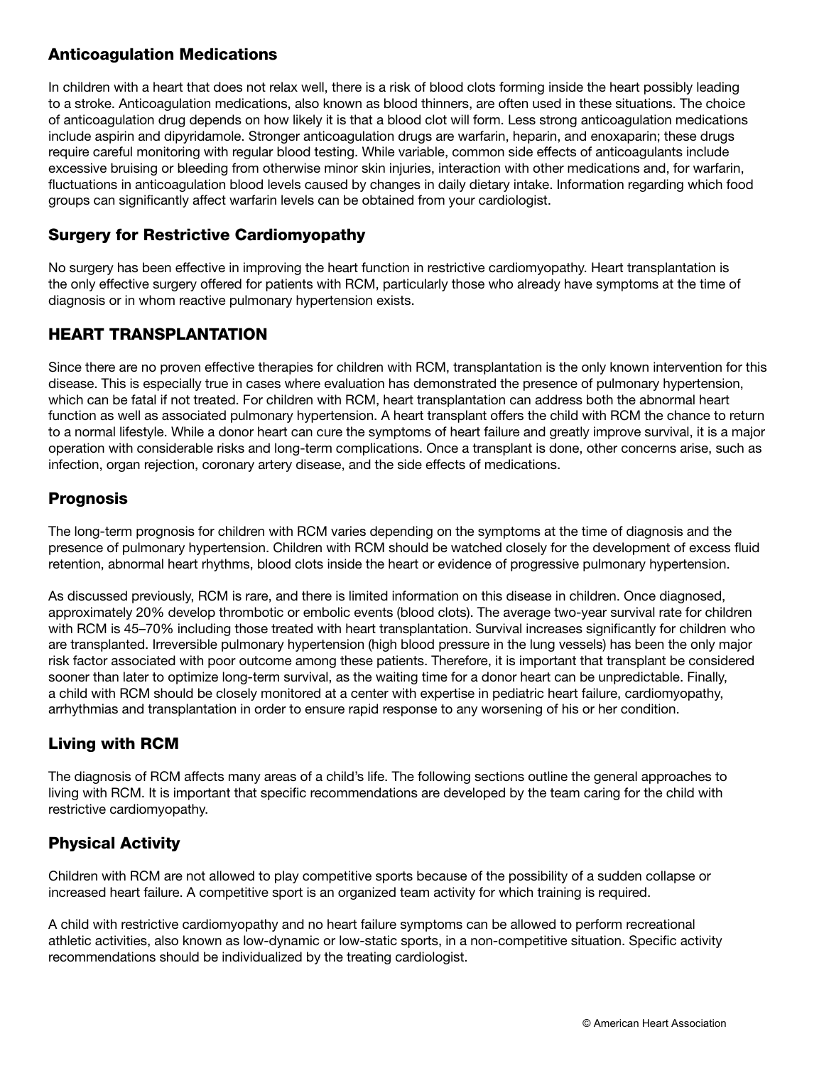## Anticoagulation Medications

In children with a heart that does not relax well, there is a risk of blood clots forming inside the heart possibly leading to a stroke. Anticoagulation medications, also known as blood thinners, are often used in these situations. The choice of anticoagulation drug depends on how likely it is that a blood clot will form. Less strong anticoagulation medications include aspirin and dipyridamole. Stronger anticoagulation drugs are warfarin, heparin, and enoxaparin; these drugs require careful monitoring with regular blood testing. While variable, common side effects of anticoagulants include excessive bruising or bleeding from otherwise minor skin injuries, interaction with other medications and, for warfarin, fluctuations in anticoagulation blood levels caused by changes in daily dietary intake. Information regarding which food groups can significantly affect warfarin levels can be obtained from your cardiologist.

## Surgery for Restrictive Cardiomyopathy

No surgery has been effective in improving the heart function in restrictive cardiomyopathy. Heart transplantation is the only effective surgery offered for patients with RCM, particularly those who already have symptoms at the time of diagnosis or in whom reactive pulmonary hypertension exists.

## HEART TRANSPLANTATION

Since there are no proven effective therapies for children with RCM, transplantation is the only known intervention for this disease. This is especially true in cases where evaluation has demonstrated the presence of pulmonary hypertension, which can be fatal if not treated. For children with RCM, heart transplantation can address both the abnormal heart function as well as associated pulmonary hypertension. A heart transplant offers the child with RCM the chance to return to a normal lifestyle. While a donor heart can cure the symptoms of heart failure and greatly improve survival, it is a major operation with considerable risks and long-term complications. Once a transplant is done, other concerns arise, such as infection, organ rejection, coronary artery disease, and the side effects of medications.

## Prognosis

The long-term prognosis for children with RCM varies depending on the symptoms at the time of diagnosis and the presence of pulmonary hypertension. Children with RCM should be watched closely for the development of excess fluid retention, abnormal heart rhythms, blood clots inside the heart or evidence of progressive pulmonary hypertension.

As discussed previously, RCM is rare, and there is limited information on this disease in children. Once diagnosed, approximately 20% develop thrombotic or embolic events (blood clots). The average two-year survival rate for children with RCM is 45–70% including those treated with heart transplantation. Survival increases significantly for children who are transplanted. Irreversible pulmonary hypertension (high blood pressure in the lung vessels) has been the only major risk factor associated with poor outcome among these patients. Therefore, it is important that transplant be considered sooner than later to optimize long-term survival, as the waiting time for a donor heart can be unpredictable. Finally, a child with RCM should be closely monitored at a center with expertise in pediatric heart failure, cardiomyopathy, arrhythmias and transplantation in order to ensure rapid response to any worsening of his or her condition.

## Living with RCM

The diagnosis of RCM affects many areas of a child's life. The following sections outline the general approaches to living with RCM. It is important that specific recommendations are developed by the team caring for the child with restrictive cardiomyopathy.

## Physical Activity

Children with RCM are not allowed to play competitive sports because of the possibility of a sudden collapse or increased heart failure. A competitive sport is an organized team activity for which training is required.

A child with restrictive cardiomyopathy and no heart failure symptoms can be allowed to perform recreational athletic activities, also known as low-dynamic or low-static sports, in a non-competitive situation. Specific activity recommendations should be individualized by the treating cardiologist.

© American Heart Association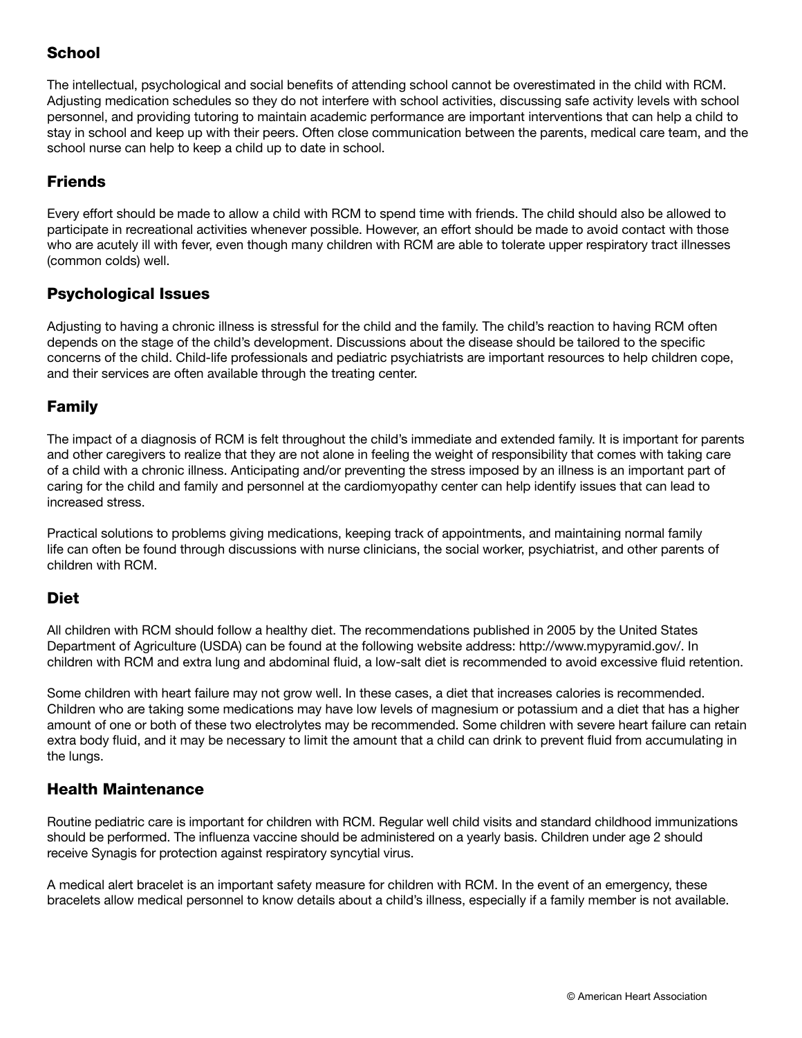## School

The intellectual, psychological and social benefits of attending school cannot be overestimated in the child with RCM. Adjusting medication schedules so they do not interfere with school activities, discussing safe activity levels with school personnel, and providing tutoring to maintain academic performance are important interventions that can help a child to stay in school and keep up with their peers. Often close communication between the parents, medical care team, and the school nurse can help to keep a child up to date in school.

## Friends

Every effort should be made to allow a child with RCM to spend time with friends. The child should also be allowed to participate in recreational activities whenever possible. However, an effort should be made to avoid contact with those who are acutely ill with fever, even though many children with RCM are able to tolerate upper respiratory tract illnesses (common colds) well.

## Psychological Issues

Adjusting to having a chronic illness is stressful for the child and the family. The child's reaction to having RCM often depends on the stage of the child's development. Discussions about the disease should be tailored to the specific concerns of the child. Child-life professionals and pediatric psychiatrists are important resources to help children cope, and their services are often available through the treating center.

## Family

The impact of a diagnosis of RCM is felt throughout the child's immediate and extended family. It is important for parents and other caregivers to realize that they are not alone in feeling the weight of responsibility that comes with taking care of a child with a chronic illness. Anticipating and/or preventing the stress imposed by an illness is an important part of caring for the child and family and personnel at the cardiomyopathy center can help identify issues that can lead to increased stress.

Practical solutions to problems giving medications, keeping track of appointments, and maintaining normal family life can often be found through discussions with nurse clinicians, the social worker, psychiatrist, and other parents of children with RCM.

## Diet

All children with RCM should follow a healthy diet. The recommendations published in 2005 by the United States Department of Agriculture (USDA) can be found at the following website address: http://www.mypyramid.gov/. In children with RCM and extra lung and abdominal fluid, a low-salt diet is recommended to avoid excessive fluid retention.

Some children with heart failure may not grow well. In these cases, a diet that increases calories is recommended. Children who are taking some medications may have low levels of magnesium or potassium and a diet that has a higher amount of one or both of these two electrolytes may be recommended. Some children with severe heart failure can retain extra body fluid, and it may be necessary to limit the amount that a child can drink to prevent fluid from accumulating in the lungs.

## Health Maintenance

Routine pediatric care is important for children with RCM. Regular well child visits and standard childhood immunizations should be performed. The influenza vaccine should be administered on a yearly basis. Children under age 2 should receive Synagis for protection against respiratory syncytial virus.

A medical alert bracelet is an important safety measure for children with RCM. In the event of an emergency, these bracelets allow medical personnel to know details about a child's illness, especially if a family member is not available.

© American Heart Association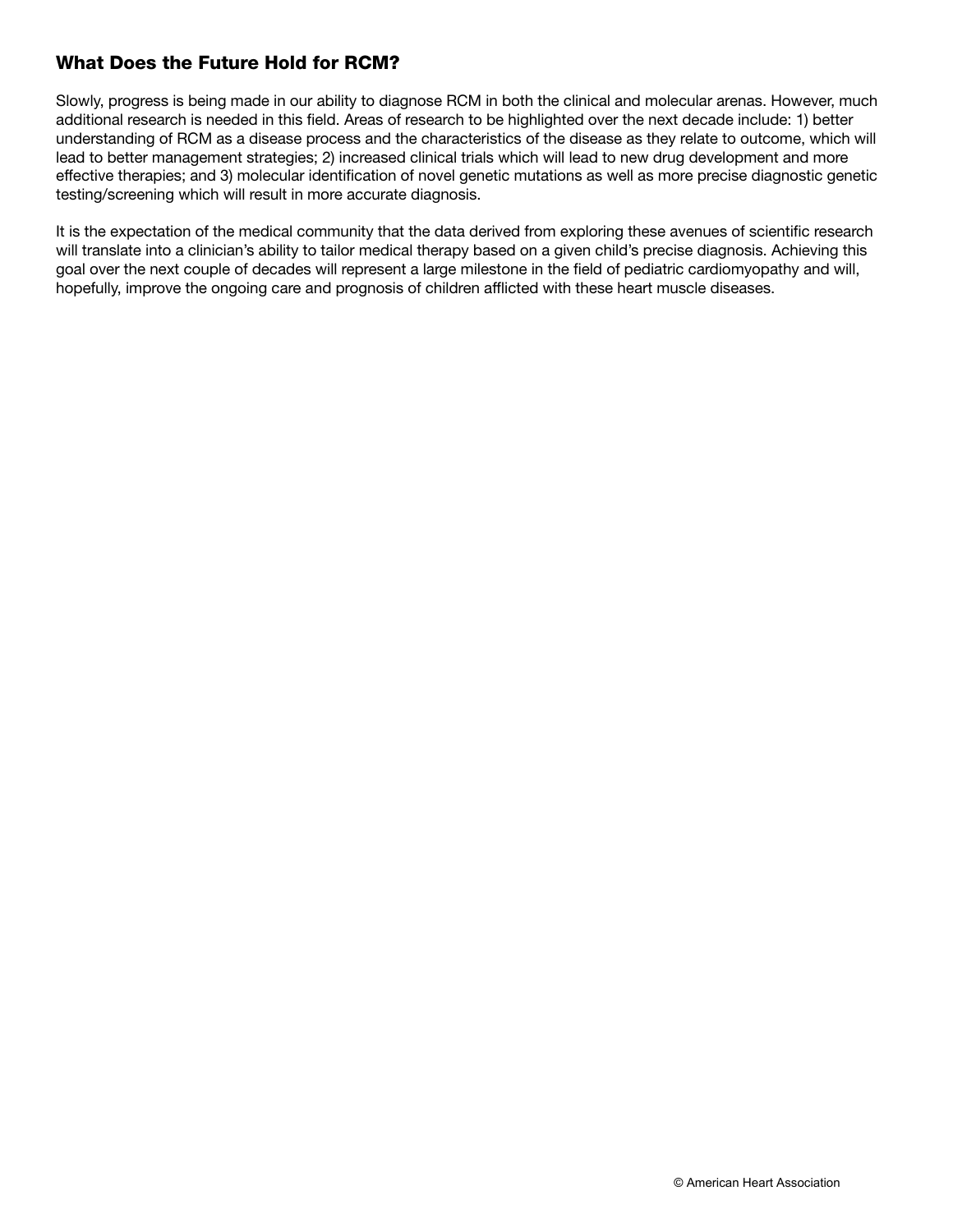## What Does the Future Hold for RCM?

Slowly, progress is being made in our ability to diagnose RCM in both the clinical and molecular arenas. However, much additional research is needed in this field. Areas of research to be highlighted over the next decade include: 1) better understanding of RCM as a disease process and the characteristics of the disease as they relate to outcome, which will lead to better management strategies; 2) increased clinical trials which will lead to new drug development and more effective therapies; and 3) molecular identification of novel genetic mutations as well as more precise diagnostic genetic testing/screening which will result in more accurate diagnosis.

It is the expectation of the medical community that the data derived from exploring these avenues of scientific research will translate into a clinician's ability to tailor medical therapy based on a given child's precise diagnosis. Achieving this goal over the next couple of decades will represent a large milestone in the field of pediatric cardiomyopathy and will, hopefully, improve the ongoing care and prognosis of children afflicted with these heart muscle diseases.

© American Heart Association